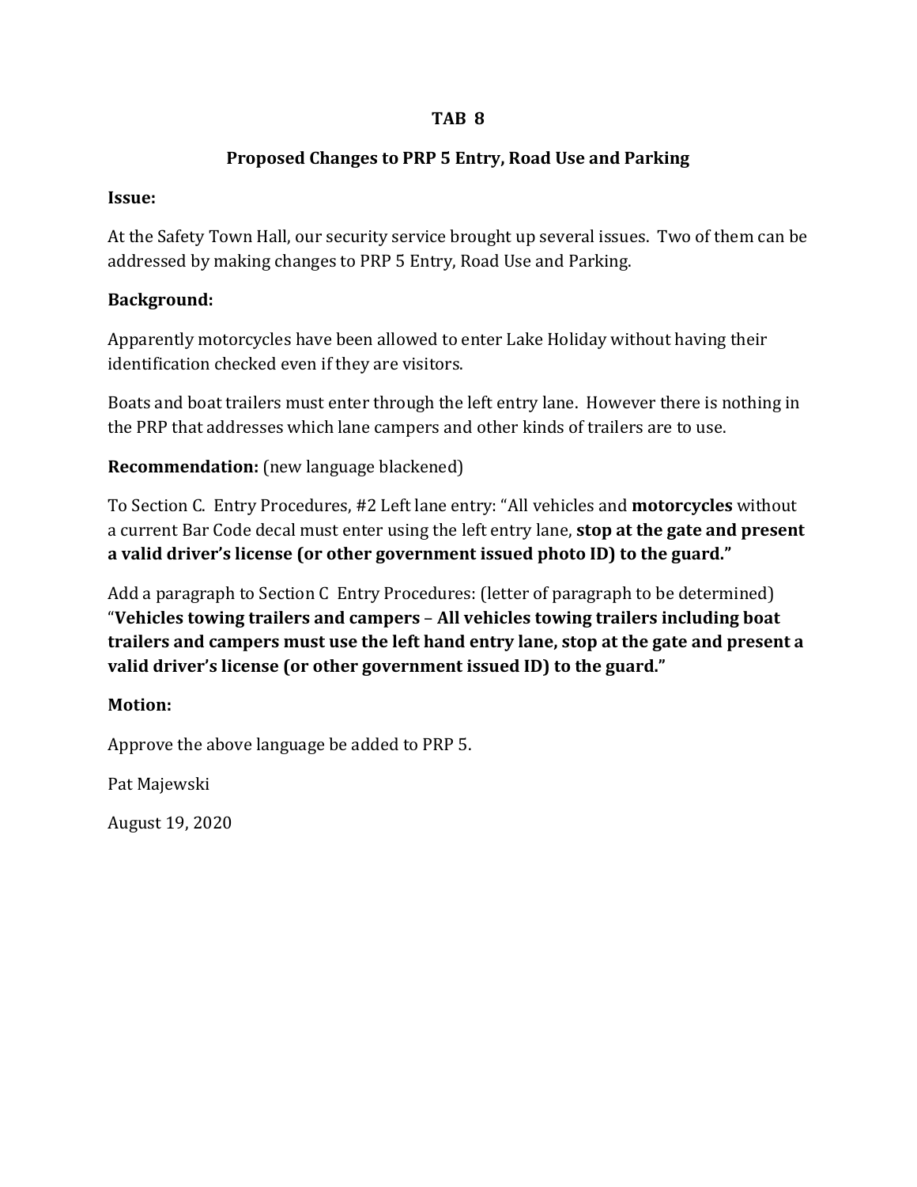# TAB 8

## Proposed Changes to PRP 5 Entry, Road Use and Parking

**Issue:**

At the Safety Town Hall, our security service brought up several issues. Two of them can be addressed by making changes to PRP 5 Entry, Road Use and Parking.

**Background:**

Apparently motorcycles have been allowed to enter Lake Holiday without having their identification checked even if they are visitors.

Boats and boat trailers must enter through the left entry lane. However there is nothing in the PRP that addresses which lane campers and other kinds of trailers are to use.

**Recommendation:** (new language blackened)

To Section C. Entry Procedures, #2 Left lane entry: "All vehicles and **motorcycles** without a current Bar Code decal must enter using the left entry lane, **stop at the gate and present a valid driver's license (or other government issued photo ID) to the guard."**

Add a paragraph to Section C Entry Procedures: (letter of paragraph to be determined) "**Vehicles towing trailers and campers – All vehicles towing trailers including boat trailers and campers must use the left hand entry lane, stop at the gate and present a valid driver's license (or other government issued ID) to the guard."**

**Motion:**

Approve the above language be added to PRP 5.

Pat Majewski

August 19, 2020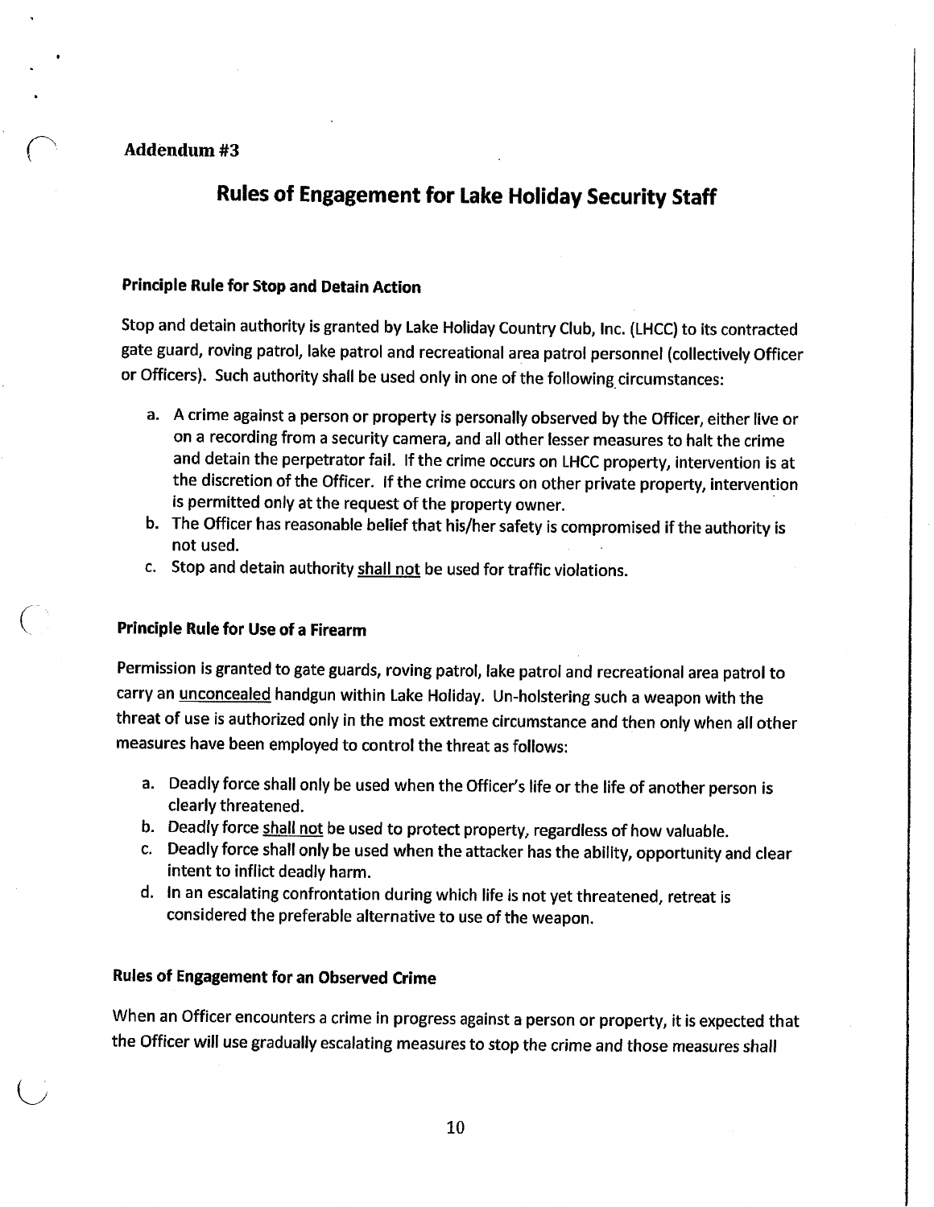**Addendum #3**

# Rules of Engagement for Lake Holiday Security Staff

### Principle Rule for Stop and Detain Action

Stop and detain authority is granted by Lake Holiday Country Club, Inc. (LHCC) to its contracted gate guard, roving patrol, lake patrol and recreational area patrol personnel (collectively Officer or Officers). Such authority shall be used only in one of the following circumstances:

a. A crime against a person or property is personally observed by the Officer, either live or on a recording from a security camera, and all other lesser measures to halt the crime and detain the perpetrator fail. If the crime occurs on LHCC property, intervention is at the discretion of the Officer. If the crime occurs on other private property, intervention is permitted only at the request of the property owner.
b. The Officer has reasonable belief that his/her safety is compromised if the authority is not used.
c. Stop and detain authority <u>shall not</u> be used for traffic violations.

### Principle Rule for Use of a Firearm

Permission is granted to gate guards, roving patrol, lake patrol and recreational area patrol to carry an <u>unconcealed</u> handgun within Lake Holiday. Un-holstering such a weapon with the threat of use is authorized only in the most extreme circumstance and then only when all other measures have been employed to control the threat as follows:

a. Deadly force shall only be used when the Officer's life or the life of another person is clearly threatened.
b. Deadly force <u>shall not</u> be used to protect property, regardless of how valuable.
c. Deadly force shall only be used when the attacker has the ability, opportunity and clear intent to inflict deadly harm.
d. In an escalating confrontation during which life is not yet threatened, retreat is considered the preferable alternative to use of the weapon.

### Rules of Engagement for an Observed Crime

When an Officer encounters a crime in progress against a person or property, it is expected that the Officer will use gradually escalating measures to stop the crime and those measures shall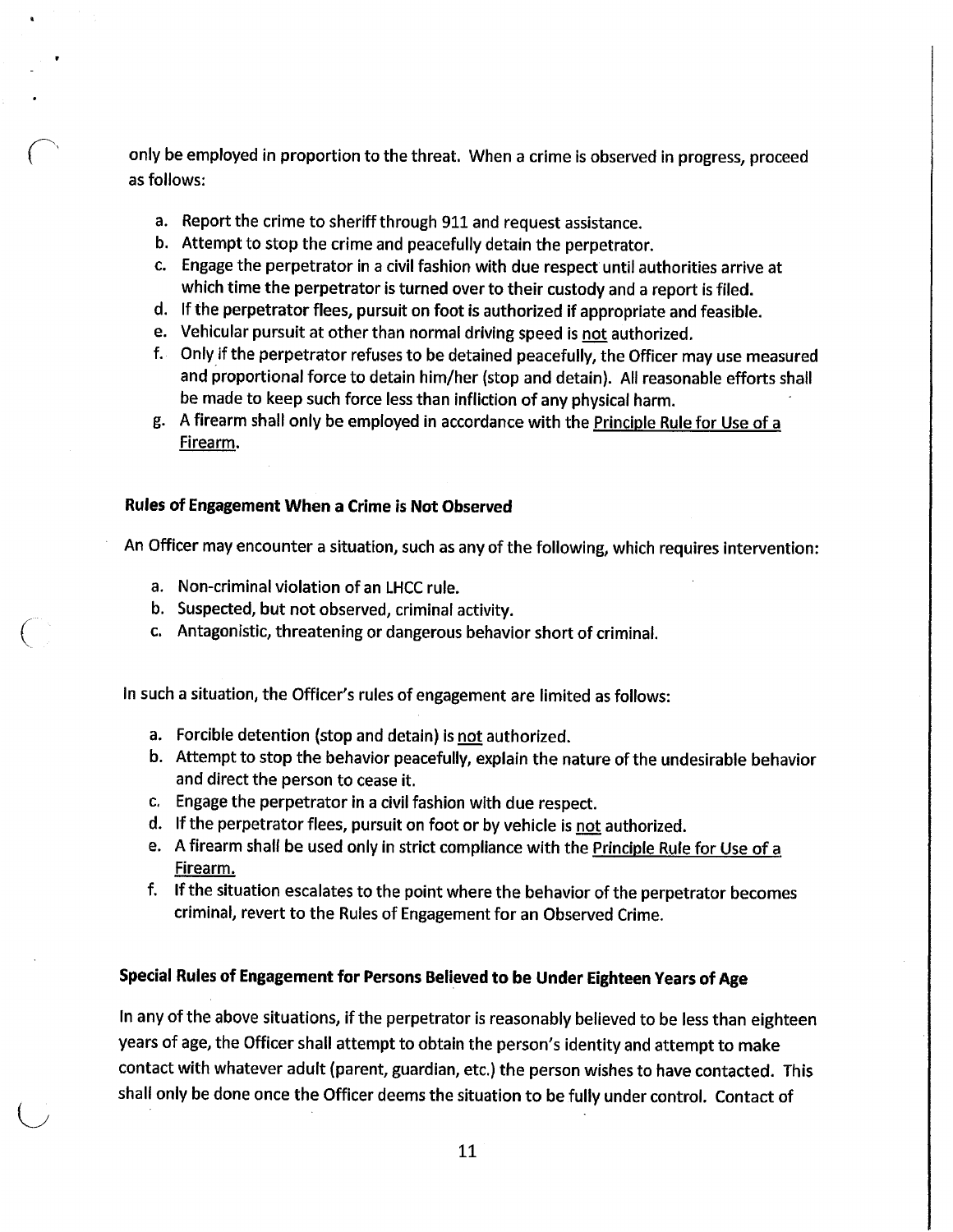only be employed in proportion to the threat. When a crime is observed in progress, proceed as follows:

a. Report the crime to sheriff through 911 and request assistance.
b. Attempt to stop the crime and peacefully detain the perpetrator.
c. Engage the perpetrator in a civil fashion with due respect until authorities arrive at which time the perpetrator is turned over to their custody and a report is filed.
d. If the perpetrator flees, pursuit on foot is authorized if appropriate and feasible.
e. Vehicular pursuit at other than normal driving speed is <u>not</u> authorized.
f. Only if the perpetrator refuses to be detained peacefully, the Officer may use measured and proportional force to detain him/her (stop and detain). All reasonable efforts shall be made to keep such force less than infliction of any physical harm.
g. A firearm shall only be employed in accordance with the <u>Principle Rule for Use of a Firearm</u>.

**Rules of Engagement When a Crime is Not Observed**

An Officer may encounter a situation, such as any of the following, which requires intervention:

a. Non-criminal violation of an LHCC rule.
b. Suspected, but not observed, criminal activity.
c. Antagonistic, threatening or dangerous behavior short of criminal.

In such a situation, the Officer's rules of engagement are limited as follows:

a. Forcible detention (stop and detain) is <u>not</u> authorized.
b. Attempt to stop the behavior peacefully, explain the nature of the undesirable behavior and direct the person to cease it.
c. Engage the perpetrator in a civil fashion with due respect.
d. If the perpetrator flees, pursuit on foot or by vehicle is <u>not</u> authorized.
e. A firearm shall be used only in strict compliance with the <u>Principle Rule for Use of a Firearm.</u>
f. If the situation escalates to the point where the behavior of the perpetrator becomes criminal, revert to the Rules of Engagement for an Observed Crime.

**Special Rules of Engagement for Persons Believed to be Under Eighteen Years of Age**

In any of the above situations, if the perpetrator is reasonably believed to be less than eighteen years of age, the Officer shall attempt to obtain the person's identity and attempt to make contact with whatever adult (parent, guardian, etc.) the person wishes to have contacted. This shall only be done once the Officer deems the situation to be fully under control. Contact of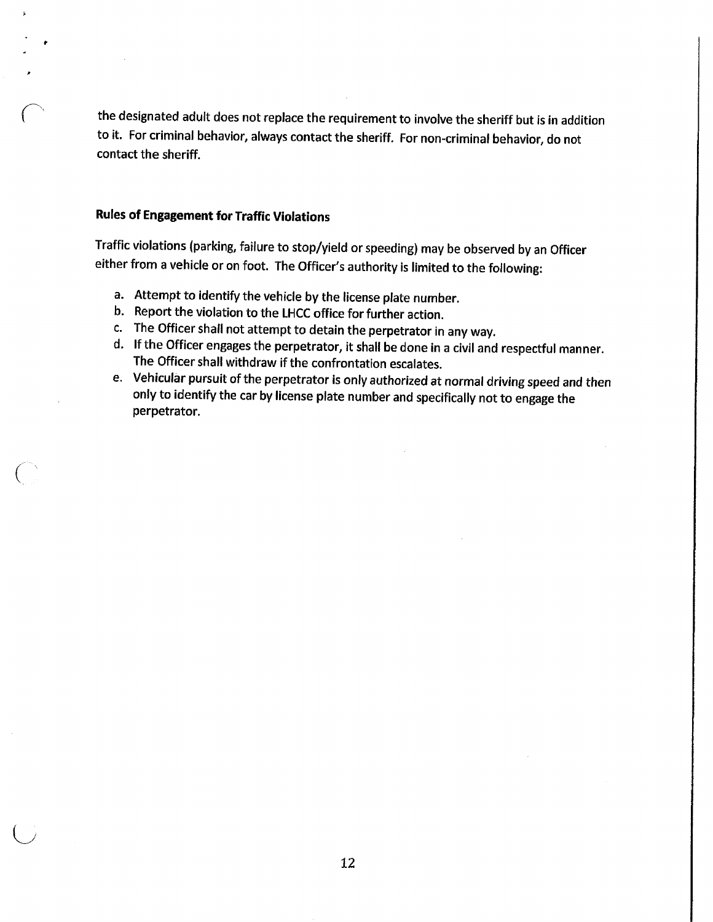the designated adult does not replace the requirement to involve the sheriff but is in addition to it. For criminal behavior, always contact the sheriff. For non-criminal behavior, do not contact the sheriff.

### Rules of Engagement for Traffic Violations

Traffic violations (parking, failure to stop/yield or speeding) may be observed by an Officer either from a vehicle or on foot. The Officer's authority is limited to the following:

a. Attempt to identify the vehicle by the license plate number.
b. Report the violation to the LHCC office for further action.
c. The Officer shall not attempt to detain the perpetrator in any way.
d. If the Officer engages the perpetrator, it shall be done in a civil and respectful manner. The Officer shall withdraw if the confrontation escalates.
e. Vehicular pursuit of the perpetrator is only authorized at normal driving speed and then only to identify the car by license plate number and specifically not to engage the perpetrator.